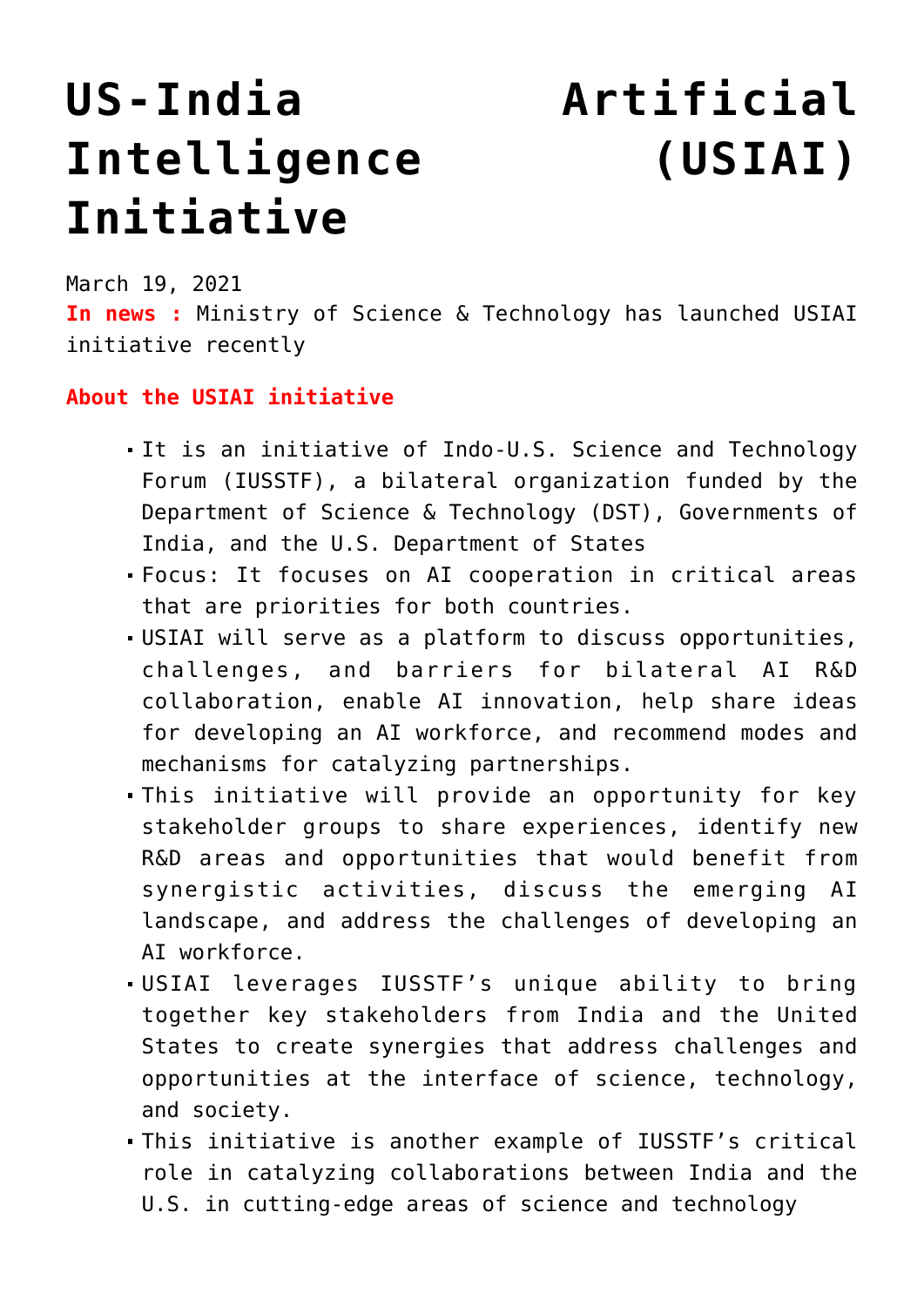# US-India Artificial Intelligence (USIAI) Initiative

March 19, 2021

**In news :** Ministry of Science & Technology has launched USIAI initiative recently

**About the USIAI initiative**

- It is an initiative of Indo-U.S. Science and Technology Forum (IUSSTF), a bilateral organization funded by the Department of Science & Technology (DST), Governments of India, and the U.S. Department of States
- Focus: It focuses on AI cooperation in critical areas that are priorities for both countries.
- USIAI will serve as a platform to discuss opportunities, challenges, and barriers for bilateral AI R&D collaboration, enable AI innovation, help share ideas for developing an AI workforce, and recommend modes and mechanisms for catalyzing partnerships.
- This initiative will provide an opportunity for key stakeholder groups to share experiences, identify new R&D areas and opportunities that would benefit from synergistic activities, discuss the emerging AI landscape, and address the challenges of developing an AI workforce.
- USIAI leverages IUSSTF's unique ability to bring together key stakeholders from India and the United States to create synergies that address challenges and opportunities at the interface of science, technology, and society.
- This initiative is another example of IUSSTF's critical role in catalyzing collaborations between India and the U.S. in cutting-edge areas of science and technology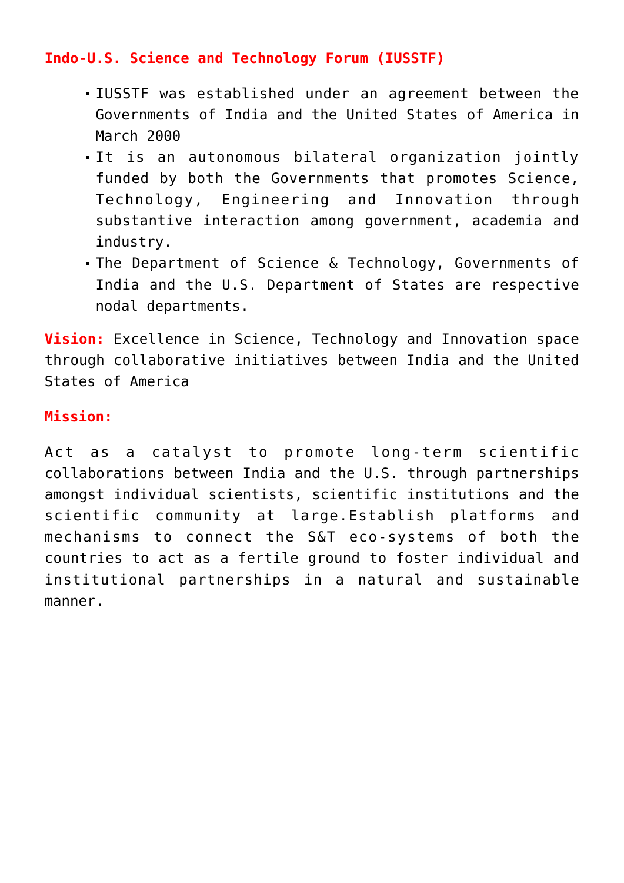**Indo-U.S. Science and Technology Forum (IUSSTF)**

- IUSSTF was established under an agreement between the Governments of India and the United States of America in March 2000
- It is an autonomous bilateral organization jointly funded by both the Governments that promotes Science, Technology, Engineering and Innovation through substantive interaction among government, academia and industry.
- The Department of Science & Technology, Governments of India and the U.S. Department of States are respective nodal departments.

**Vision:** Excellence in Science, Technology and Innovation space through collaborative initiatives between India and the United States of America

**Mission:**

Act as a catalyst to promote long-term scientific collaborations between India and the U.S. through partnerships amongst individual scientists, scientific institutions and the scientific community at large.Establish platforms and mechanisms to connect the S&T eco-systems of both the countries to act as a fertile ground to foster individual and institutional partnerships in a natural and sustainable manner.